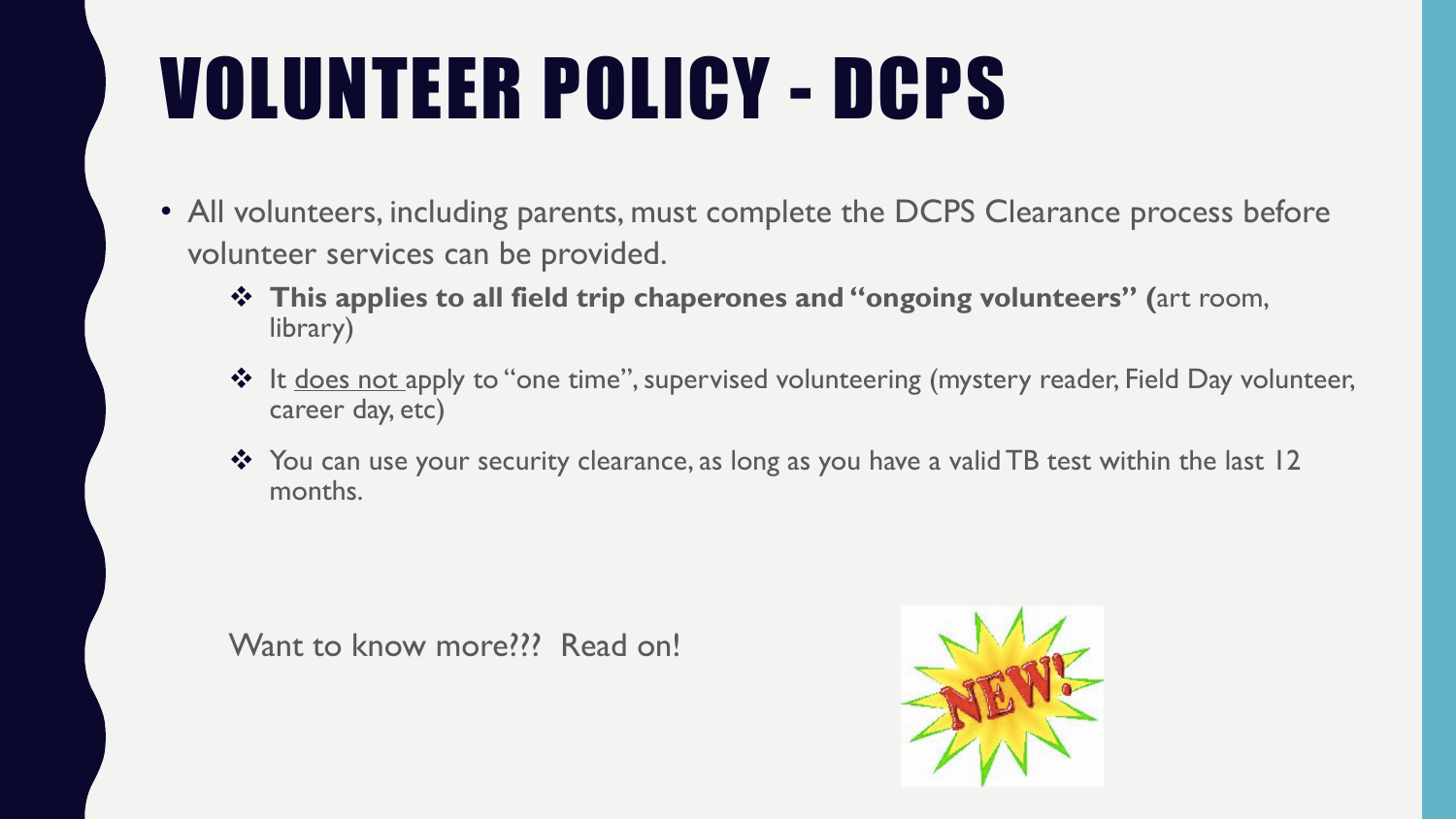# VOLUNTEER POLICY - DCPS

- All volunteers, including parents, must complete the DCPS Clearance process before volunteer services can be provided.
  - **This applies to all field trip chaperones and "ongoing volunteers" (**art room, library)
  - It <u>does not</u> apply to "one time", supervised volunteering (mystery reader, Field Day volunteer, career day, etc)
  - You can use your security clearance, as long as you have a valid TB test within the last 12 months.

Want to know more??? Read on!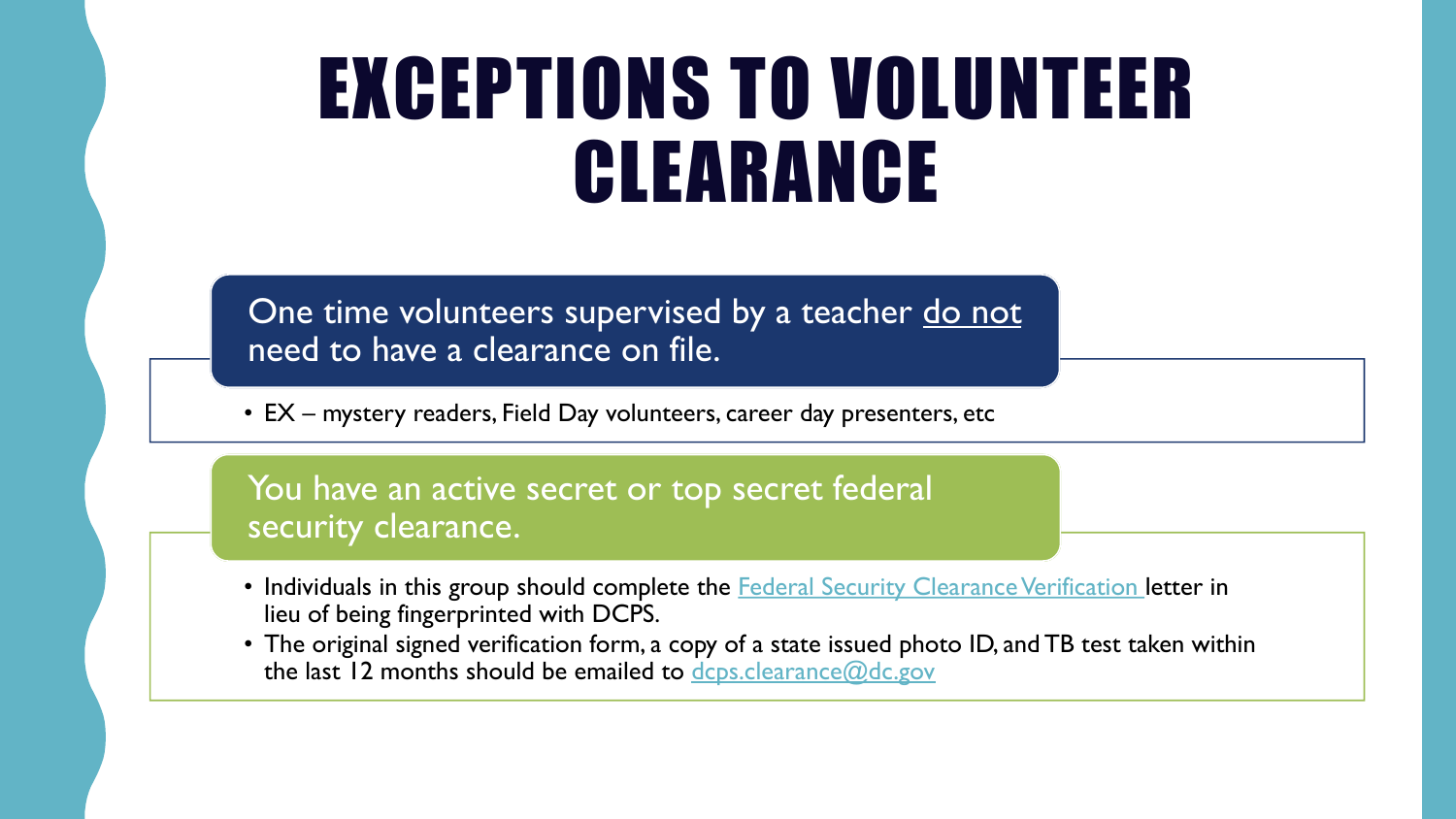# EXCEPTIONS TO VOLUNTEER CLEARANCE

## One time volunteers supervised by a teacher do not need to have a clearance on file.

- EX – mystery readers, Field Day volunteers, career day presenters, etc

## You have an active secret or top secret federal security clearance.

- Individuals in this group should complete the Federal Security Clearance Verification letter in lieu of being fingerprinted with DCPS.
- The original signed verification form, a copy of a state issued photo ID, and TB test taken within the last 12 months should be emailed to dcps.clearance@dc.gov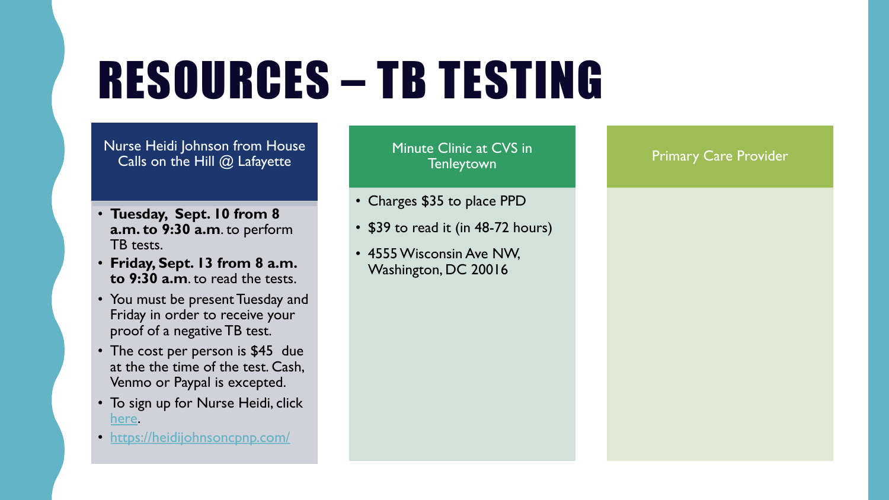# RESOURCES – TB TESTING

## Nurse Heidi Johnson from House Calls on the Hill @ Lafayette

- **Tuesday, Sept. 10 from 8 a.m. to 9:30 a.m**. to perform TB tests.
- **Friday, Sept. 13 from 8 a.m. to 9:30 a.m**. to read the tests.
- You must be present Tuesday and Friday in order to receive your proof of a negative TB test.
- The cost per person is $45 due at the the time of the test. Cash, Venmo or Paypal is excepted.
- To sign up for Nurse Heidi, click here.
- https://heidijohnsoncpnp.com/

## Minute Clinic at CVS in Tenleytown

- Charges $35 to place PPD
- $39 to read it (in 48-72 hours)
- 4555 Wisconsin Ave NW, Washington, DC 20016

## Primary Care Provider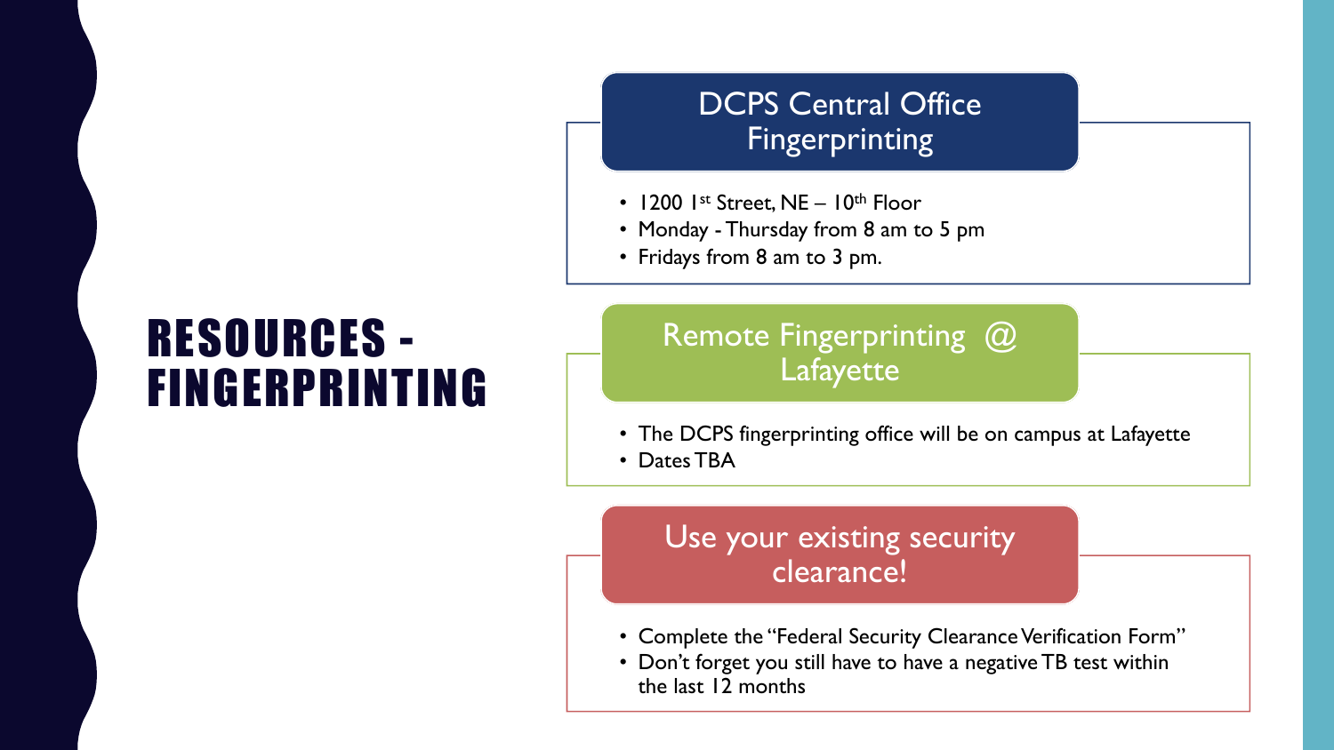# RESOURCES - FINGERPRINTING

## DCPS Central Office Fingerprinting

- 1200 1st Street, NE – 10th Floor
- Monday - Thursday from 8 am to 5 pm
- Fridays from 8 am to 3 pm.

## Remote Fingerprinting @ Lafayette

- The DCPS fingerprinting office will be on campus at Lafayette
- Dates TBA

## Use your existing security clearance!

- Complete the "Federal Security Clearance Verification Form"
- Don't forget you still have to have a negative TB test within the last 12 months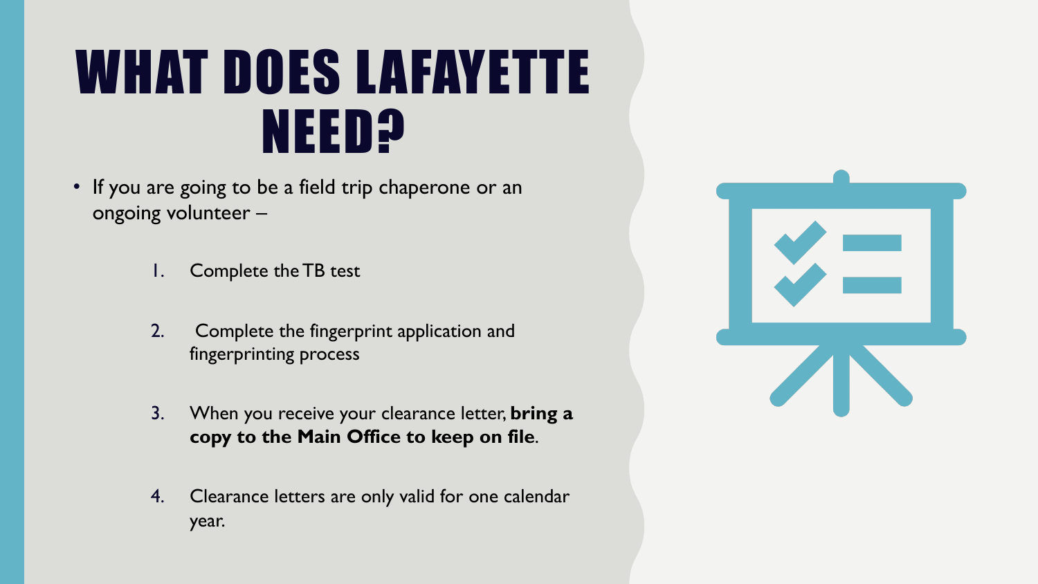# WHAT DOES LAFAYETTE NEED?

- If you are going to be a field trip chaperone or an ongoing volunteer –

1. Complete the TB test
2. Complete the fingerprint application and fingerprinting process
3. When you receive your clearance letter, **bring a copy to the Main Office to keep on file**.
4. Clearance letters are only valid for one calendar year.